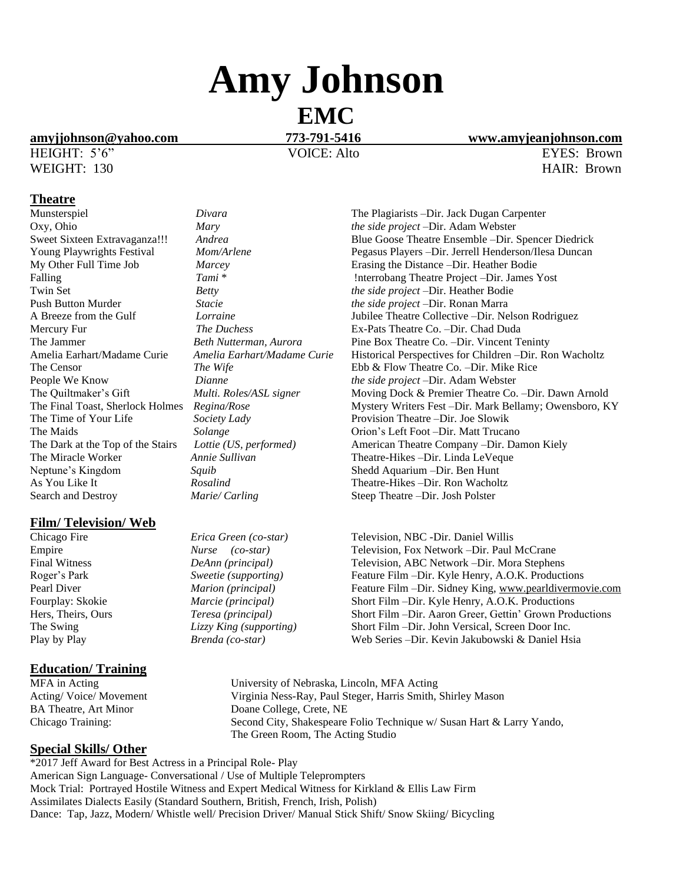# Amy Johnson

## EMC

| amyjjohnson@yahoo.com | 773-791-5416 | www.amyjeanjohnson.com |
|---|---|---|
| HEIGHT: 5'6" | VOICE: Alto | EYES: Brown |
| WEIGHT: 130 | | HAIR: Brown |

## Theatre

| | | |
|---|---|---|
| Munsterspiel | *Divara* | The Plagiarists –Dir. Jack Dugan Carpenter |
| Oxy, Ohio | *Mary* | *the side project* –Dir. Adam Webster |
| Sweet Sixteen Extravaganza!!! | *Andrea* | Blue Goose Theatre Ensemble –Dir. Spencer Diedrick |
| Young Playwrights Festival | *Mom/Arlene* | Pegasus Players –Dir. Jerrell Henderson/Ilesa Duncan |
| My Other Full Time Job | *Marcey* | Erasing the Distance –Dir. Heather Bodie |
| Falling | *Tami* * | !nterrobang Theatre Project –Dir. James Yost |
| Twin Set | *Betty* | *the side project* –Dir. Heather Bodie |
| Push Button Murder | *Stacie* | *the side project* –Dir. Ronan Marra |
| A Breeze from the Gulf | *Lorraine* | Jubilee Theatre Collective –Dir. Nelson Rodriguez |
| Mercury Fur | *The Duchess* | Ex-Pats Theatre Co. –Dir. Chad Duda |
| The Jammer | *Beth Nutterman, Aurora* | Pine Box Theatre Co. –Dir. Vincent Teninty |
| Amelia Earhart/Madame Curie | *Amelia Earhart/Madame Curie* | Historical Perspectives for Children –Dir. Ron Wacholtz |
| The Censor | *The Wife* | Ebb & Flow Theatre Co. –Dir. Mike Rice |
| People We Know | *Dianne* | *the side project* –Dir. Adam Webster |
| The Quiltmaker's Gift | *Multi. Roles/ASL signer* | Moving Dock & Premier Theatre Co. –Dir. Dawn Arnold |
| The Final Toast, Sherlock Holmes | *Regina/Rose* | Mystery Writers Fest –Dir. Mark Bellamy; Owensboro, KY |
| The Time of Your Life | *Society Lady* | Provision Theatre –Dir. Joe Slowik |
| The Maids | *Solange* | Orion's Left Foot –Dir. Matt Trucano |
| The Dark at the Top of the Stairs | *Lottie (US, performed)* | American Theatre Company –Dir. Damon Kiely |
| The Miracle Worker | *Annie Sullivan* | Theatre-Hikes –Dir. Linda LeVeque |
| Neptune's Kingdom | *Squib* | Shedd Aquarium –Dir. Ben Hunt |
| As You Like It | *Rosalind* | Theatre-Hikes –Dir. Ron Wacholtz |
| Search and Destroy | *Marie/ Carling* | Steep Theatre –Dir. Josh Polster |

## Film/ Television/ Web

| | | |
|---|---|---|
| Chicago Fire | *Erica Green (co-star)* | Television, NBC -Dir. Daniel Willis |
| Empire | *Nurse (co-star)* | Television, Fox Network –Dir. Paul McCrane |
| Final Witness | *DeAnn (principal)* | Television, ABC Network –Dir. Mora Stephens |
| Roger's Park | *Sweetie (supporting)* | Feature Film –Dir. Kyle Henry, A.O.K. Productions |
| Pearl Diver | *Marion (principal)* | Feature Film –Dir. Sidney King, www.pearldivermovie.com |
| Fourplay: Skokie | *Marcie (principal)* | Short Film –Dir. Kyle Henry, A.O.K. Productions |
| Hers, Theirs, Ours | *Teresa (principal)* | Short Film –Dir. Aaron Greer, Gettin' Grown Productions |
| The Swing | *Lizzy King (supporting)* | Short Film –Dir. John Versical, Screen Door Inc. |
| Play by Play | *Brenda (co-star)* | Web Series –Dir. Kevin Jakubowski & Daniel Hsia |

## Education/ Training

| | |
|---|---|
| MFA in Acting | University of Nebraska, Lincoln, MFA Acting |
| Acting/ Voice/ Movement | Virginia Ness-Ray, Paul Steger, Harris Smith, Shirley Mason |
| BA Theatre, Art Minor | Doane College, Crete, NE |
| Chicago Training: | Second City, Shakespeare Folio Technique w/ Susan Hart & Larry Yando, The Green Room, The Acting Studio |

## Special Skills/ Other

*2017 Jeff Award for Best Actress in a Principal Role- Play
American Sign Language- Conversational / Use of Multiple Teleprompters
Mock Trial: Portrayed Hostile Witness and Expert Medical Witness for Kirkland & Ellis Law Firm
Assimilates Dialects Easily (Standard Southern, British, French, Irish, Polish)
Dance: Tap, Jazz, Modern/ Whistle well/ Precision Driver/ Manual Stick Shift/ Snow Skiing/ Bicycling